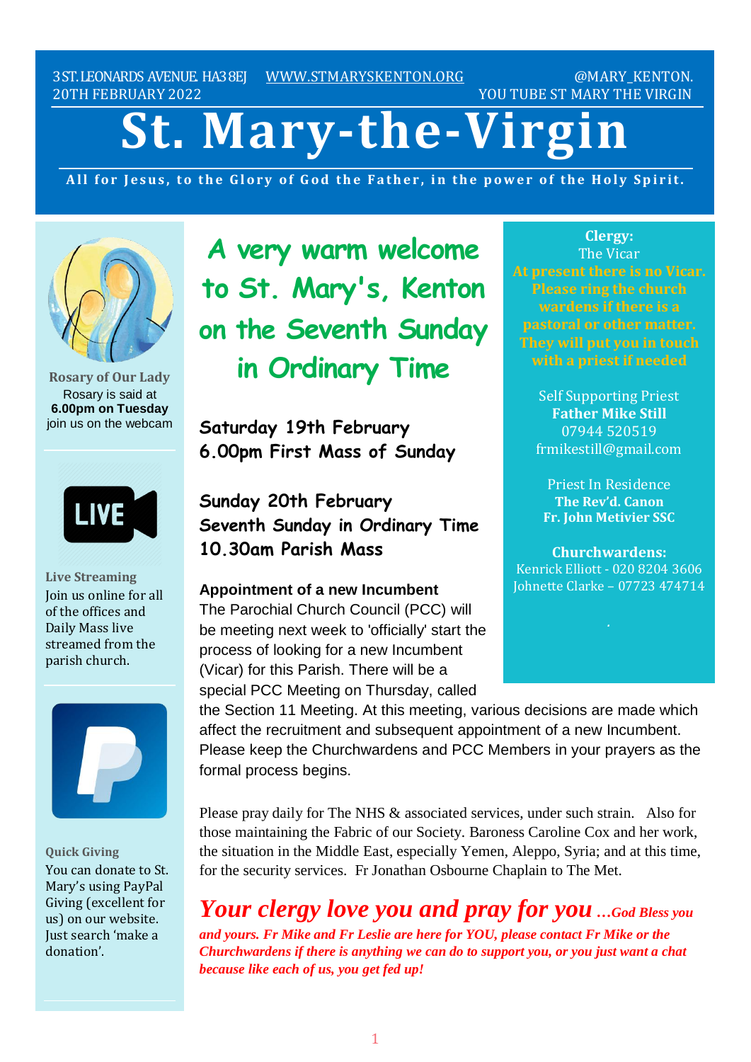3 ST. LEONARDS AVENUE. HA3 8EJ  WWW.STMARYSKENTON.ORG  @MARY_KENTON.
20TH FEBRUARY 2022  YOU TUBE ST MARY THE VIRGIN

# St. Mary-the-Virgin

**All for Jesus, to the Glory of God the Father, in the power of the Holy Spirit.**

## A very warm welcome to St. Mary's, Kenton on the Seventh Sunday in Ordinary Time

**Saturday 19th February**
**6.00pm First Mass of Sunday**

**Sunday 20th February**
**Seventh Sunday in Ordinary Time**
**10.30am Parish Mass**

**Appointment of a new Incumbent**

The Parochial Church Council (PCC) will be meeting next week to 'officially' start the process of looking for a new Incumbent (Vicar) for this Parish. There will be a special PCC Meeting on Thursday, called the Section 11 Meeting. At this meeting, various decisions are made which affect the recruitment and subsequent appointment of a new Incumbent. Please keep the Churchwardens and PCC Members in your prayers as the formal process begins.

Please pray daily for The NHS & associated services, under such strain. Also for those maintaining the Fabric of our Society. Baroness Caroline Cox and her work, the situation in the Middle East, especially Yemen, Aleppo, Syria; and at this time, for the security services. Fr Jonathan Osbourne Chaplain to The Met.

***Your clergy love you and pray for you …God Bless you and yours. Fr Mike and Fr Leslie are here for YOU, please contact Fr Mike or the Churchwardens if there is anything we can do to support you, or you just want a chat because like each of us, you get fed up!***

**Rosary of Our Lady**
Rosary is said at
**6.00pm on Tuesday**
join us on the webcam

**Live Streaming**
Join us online for all of the offices and Daily Mass live streamed from the parish church.

**Quick Giving**
You can donate to St. Mary's using PayPal Giving (excellent for us) on our website. Just search 'make a donation'.

**Clergy:**
The Vicar
**At present there is no Vicar. Please ring the church wardens if there is a pastoral or other matter. They will put you in touch with a priest if needed**

Self Supporting Priest
**Father Mike Still**
07944 520519
frmikestill@gmail.com

Priest In Residence
**The Rev'd. Canon**
**Fr. John Metivier SSC**

**Churchwardens:**
Kenrick Elliott - 020 8204 3606
Johnette Clarke – 07723 474714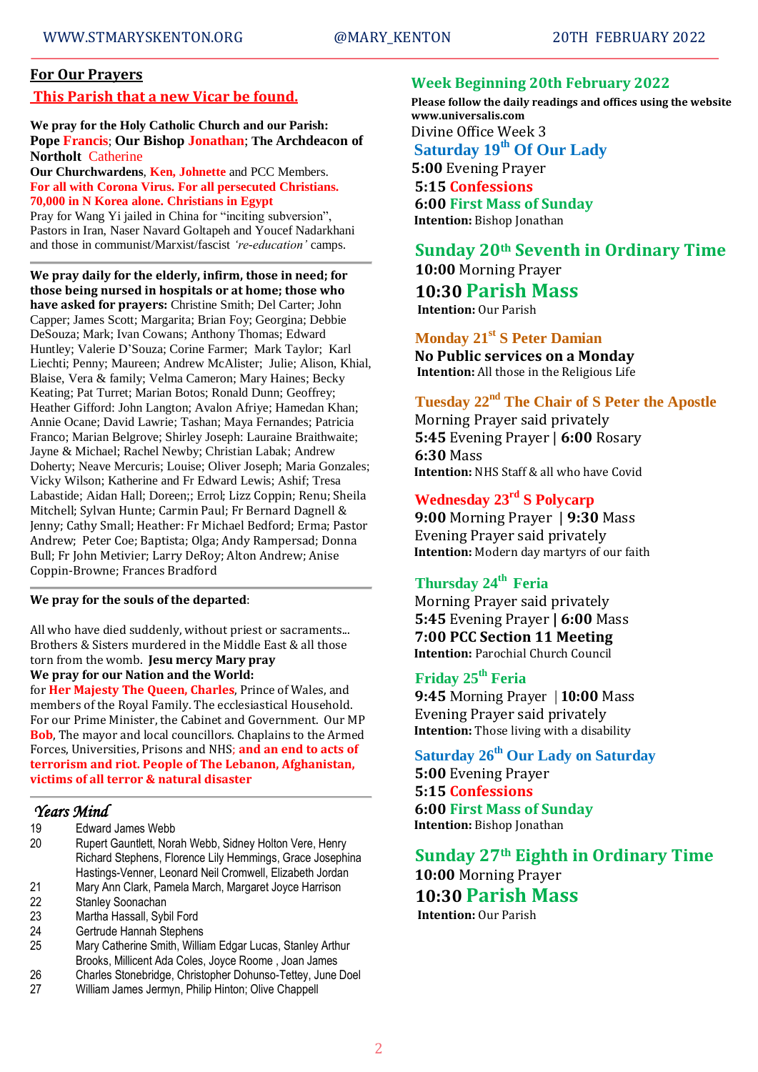## For Our Prayers

**This Parish that a new Vicar be found.**

**We pray for the Holy Catholic Church and our Parish: Pope Francis; Our Bishop Jonathan; The Archdeacon of Northolt** Catherine
**Our Churchwardens**, **Ken, Johnette** and PCC Members.
**For all with Corona Virus. For all persecuted Christians. 70,000 in N Korea alone. Christians in Egypt**
Pray for Wang Yi jailed in China for "inciting subversion", Pastors in Iran, Naser Navard Goltapeh and Youcef Nadarkhani and those in communist/Marxist/fascist *'re-education'* camps.

**We pray daily for the elderly, infirm, those in need; for those being nursed in hospitals or at home; those who have asked for prayers:** Christine Smith; Del Carter; John Capper; James Scott; Margarita; Brian Foy; Georgina; Debbie DeSouza; Mark; Ivan Cowans; Anthony Thomas; Edward Huntley; Valerie D'Souza; Corine Farmer; Mark Taylor; Karl Liechti; Penny; Maureen; Andrew McAlister; Julie; Alison, Khial, Blaise, Vera & family; Velma Cameron; Mary Haines; Becky Keating; Pat Turret; Marian Botos; Ronald Dunn; Geoffrey; Heather Gifford: John Langton; Avalon Afriye; Hamedan Khan; Annie Ocane; David Lawrie; Tashan; Maya Fernandes; Patricia Franco; Marian Belgrove; Shirley Joseph: Lauraine Braithwaite; Jayne & Michael; Rachel Newby; Christian Labak; Andrew Doherty; Neave Mercuris; Louise; Oliver Joseph; Maria Gonzales; Vicky Wilson; Katherine and Fr Edward Lewis; Ashif; Tresa Labastide; Aidan Hall; Doreen;; Errol; Lizz Coppin; Renu; Sheila Mitchell; Sylvan Hunte; Carmin Paul; Fr Bernard Dagnell & Jenny; Cathy Small; Heather: Fr Michael Bedford; Erma; Pastor Andrew; Peter Coe; Baptista; Olga; Andy Rampersad; Donna Bull; Fr John Metivier; Larry DeRoy; Alton Andrew; Anise Coppin-Browne; Frances Bradford

**We pray for the souls of the departed**:

All who have died suddenly, without priest or sacraments... Brothers & Sisters murdered in the Middle East & all those torn from the womb. **Jesu mercy Mary pray**
**We pray for our Nation and the World:**
for **Her Majesty The Queen, Charles**, Prince of Wales, and members of the Royal Family. The ecclesiastical Household. For our Prime Minister, the Cabinet and Government. Our MP **Bob**, The mayor and local councillors. Chaplains to the Armed Forces, Universities, Prisons and NHS; **and an end to acts of terrorism and riot. People of The Lebanon, Afghanistan, victims of all terror & natural disaster**

### *Years Mind*

| | |
|---|---|
| 19 | Edward James Webb |
| 20 | Rupert Gauntlett, Norah Webb, Sidney Holton Vere, Henry Richard Stephens, Florence Lily Hemmings, Grace Josephina Hastings-Venner, Leonard Neil Cromwell, Elizabeth Jordan |
| 21 | Mary Ann Clark, Pamela March, Margaret Joyce Harrison |
| 22 | Stanley Soonachan |
| 23 | Martha Hassall, Sybil Ford |
| 24 | Gertrude Hannah Stephens |
| 25 | Mary Catherine Smith, William Edgar Lucas, Stanley Arthur Brooks, Millicent Ada Coles, Joyce Roome , Joan James |
| 26 | Charles Stonebridge, Christopher Dohunso-Tettey, June Doel |
| 27 | William James Jermyn, Philip Hinton; Olive Chappell |

## Week Beginning 20th February 2022

**Please follow the daily readings and offices using the website www.universalis.com**
Divine Office Week 3

### Saturday 19th Of Our Lady
**5:00** Evening Prayer
**5:15 Confessions**
**6:00 First Mass of Sunday**
**Intention:** Bishop Jonathan

### Sunday 20th Seventh in Ordinary Time
**10:00** Morning Prayer
**10:30 Parish Mass**
**Intention:** Our Parish

### Monday 21st S Peter Damian
**No Public services on a Monday**
**Intention:** All those in the Religious Life

### Tuesday 22nd The Chair of S Peter the Apostle
Morning Prayer said privately
**5:45** Evening Prayer | **6:00** Rosary
**6:30** Mass
**Intention:** NHS Staff & all who have Covid

### Wednesday 23rd S Polycarp
**9:00** Morning Prayer | **9:30** Mass
Evening Prayer said privately
**Intention:** Modern day martyrs of our faith

### Thursday 24th Feria
Morning Prayer said privately
**5:45** Evening Prayer **|** **6:00** Mass
**7:00 PCC Section 11 Meeting**
**Intention:** Parochial Church Council

### Friday 25th Feria
**9:45** Morning Prayer | **10:00** Mass
Evening Prayer said privately
**Intention:** Those living with a disability

### Saturday 26th Our Lady on Saturday
**5:00** Evening Prayer
**5:15 Confessions**
**6:00 First Mass of Sunday**
**Intention:** Bishop Jonathan

### Sunday 27th Eighth in Ordinary Time
**10:00** Morning Prayer
**10:30 Parish Mass**
**Intention:** Our Parish